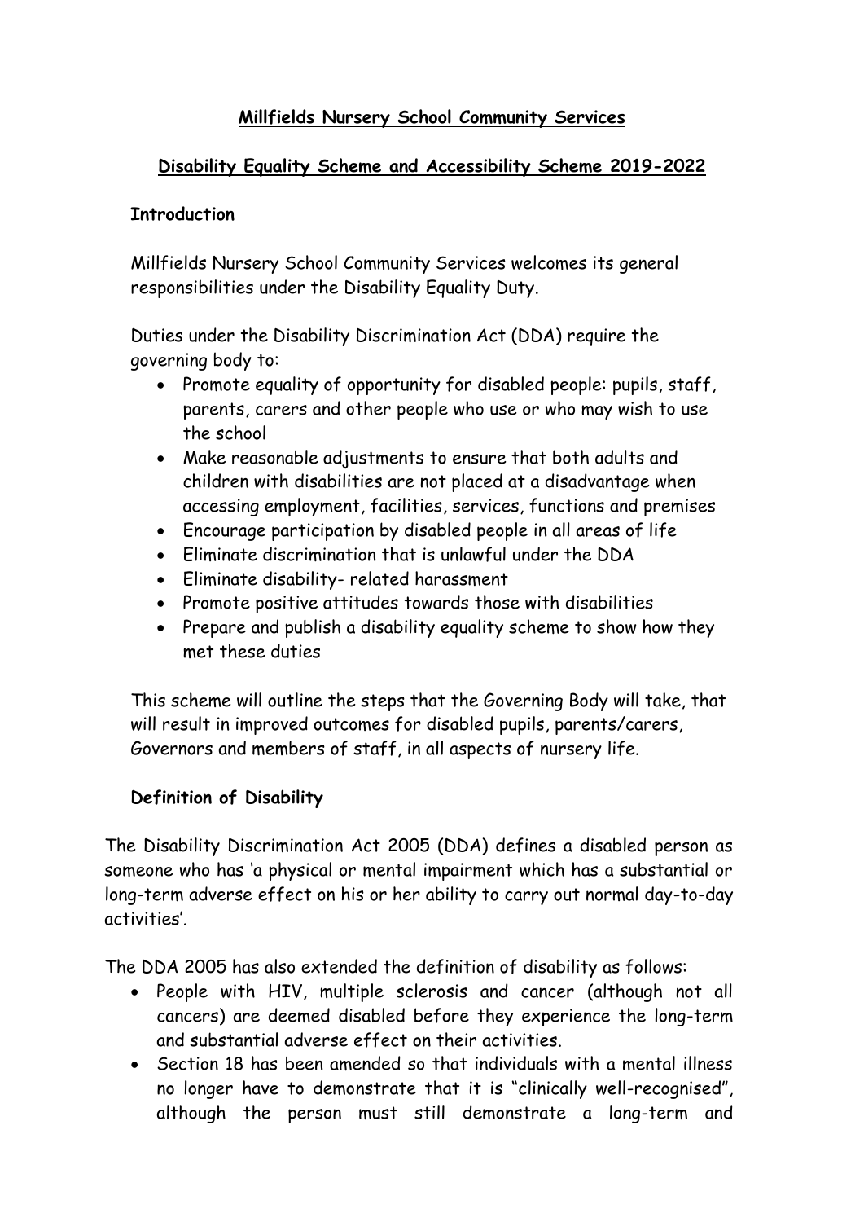# Millfields Nursery School Community Services

## Disability Equality Scheme and Accessibility Scheme 2019-2022

### Introduction

Millfields Nursery School Community Services welcomes its general responsibilities under the Disability Equality Duty.

Duties under the Disability Discrimination Act (DDA) require the governing body to:

- Promote equality of opportunity for disabled people: pupils, staff, parents, carers and other people who use or who may wish to use the school
- Make reasonable adjustments to ensure that both adults and children with disabilities are not placed at a disadvantage when accessing employment, facilities, services, functions and premises
- Encourage participation by disabled people in all areas of life
- Eliminate discrimination that is unlawful under the DDA
- Eliminate disability- related harassment
- Promote positive attitudes towards those with disabilities
- Prepare and publish a disability equality scheme to show how they met these duties

This scheme will outline the steps that the Governing Body will take, that will result in improved outcomes for disabled pupils, parents/carers, Governors and members of staff, in all aspects of nursery life.

### Definition of Disability

The Disability Discrimination Act 2005 (DDA) defines a disabled person as someone who has 'a physical or mental impairment which has a substantial or long-term adverse effect on his or her ability to carry out normal day-to-day activities'.

The DDA 2005 has also extended the definition of disability as follows:

- People with HIV, multiple sclerosis and cancer (although not all cancers) are deemed disabled before they experience the long-term and substantial adverse effect on their activities.
- Section 18 has been amended so that individuals with a mental illness no longer have to demonstrate that it is "clinically well-recognised", although the person must still demonstrate a long-term and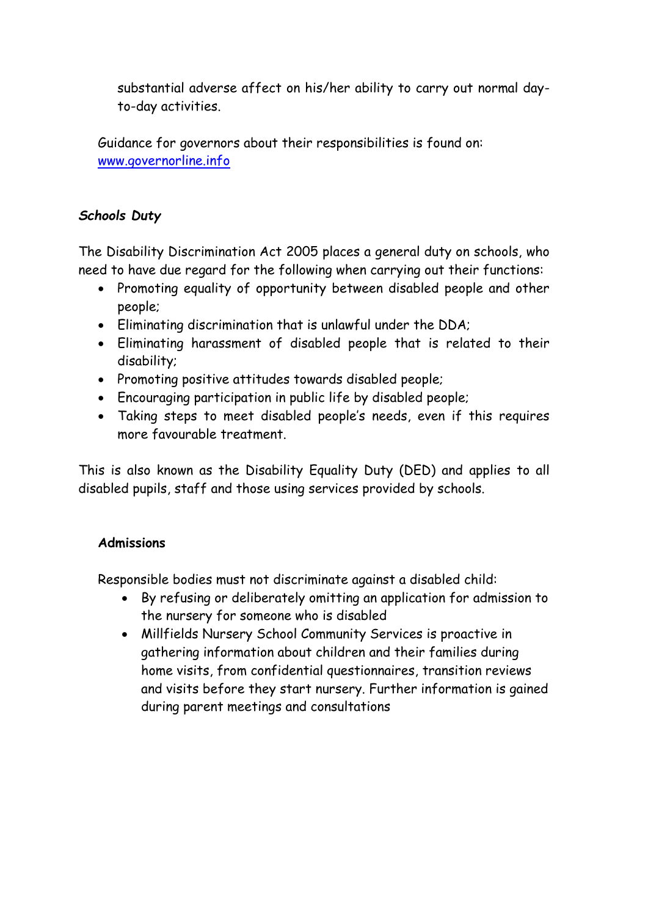substantial adverse affect on his/her ability to carry out normal day-to-day activities.

Guidance for governors about their responsibilities is found on: [www.governorline.info](http://www.governorline.info)

***Schools Duty***

The Disability Discrimination Act 2005 places a general duty on schools, who need to have due regard for the following when carrying out their functions:

- Promoting equality of opportunity between disabled people and other people;
- Eliminating discrimination that is unlawful under the DDA;
- Eliminating harassment of disabled people that is related to their disability;
- Promoting positive attitudes towards disabled people;
- Encouraging participation in public life by disabled people;
- Taking steps to meet disabled people's needs, even if this requires more favourable treatment.

This is also known as the Disability Equality Duty (DED) and applies to all disabled pupils, staff and those using services provided by schools.

**Admissions**

Responsible bodies must not discriminate against a disabled child:

- By refusing or deliberately omitting an application for admission to the nursery for someone who is disabled
- Millfields Nursery School Community Services is proactive in gathering information about children and their families during home visits, from confidential questionnaires, transition reviews and visits before they start nursery. Further information is gained during parent meetings and consultations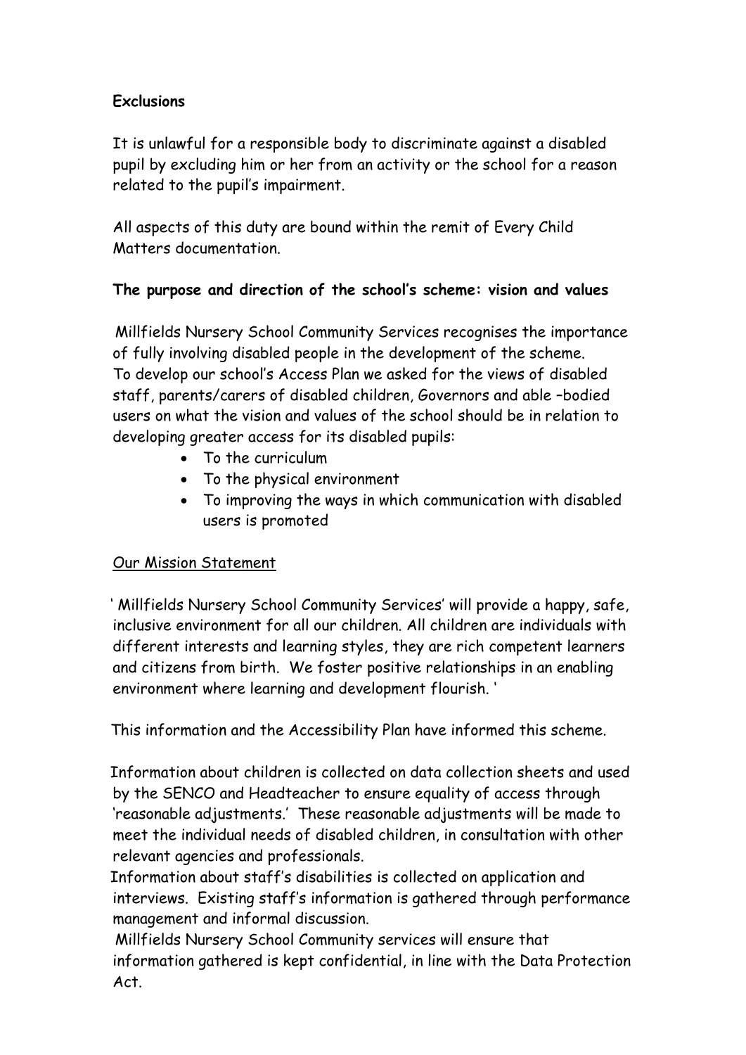**Exclusions**

It is unlawful for a responsible body to discriminate against a disabled pupil by excluding him or her from an activity or the school for a reason related to the pupil's impairment.

All aspects of this duty are bound within the remit of Every Child Matters documentation.

**The purpose and direction of the school's scheme: vision and values**

Millfields Nursery School Community Services recognises the importance of fully involving disabled people in the development of the scheme. To develop our school's Access Plan we asked for the views of disabled staff, parents/carers of disabled children, Governors and able –bodied users on what the vision and values of the school should be in relation to developing greater access for its disabled pupils:

- To the curriculum
- To the physical environment
- To improving the ways in which communication with disabled users is promoted

Our Mission Statement

' Millfields Nursery School Community Services' will provide a happy, safe, inclusive environment for all our children. All children are individuals with different interests and learning styles, they are rich competent learners and citizens from birth. We foster positive relationships in an enabling environment where learning and development flourish. '

This information and the Accessibility Plan have informed this scheme.

Information about children is collected on data collection sheets and used by the SENCO and Headteacher to ensure equality of access through 'reasonable adjustments.' These reasonable adjustments will be made to meet the individual needs of disabled children, in consultation with other relevant agencies and professionals.

Information about staff's disabilities is collected on application and interviews. Existing staff's information is gathered through performance management and informal discussion.

Millfields Nursery School Community services will ensure that information gathered is kept confidential, in line with the Data Protection Act.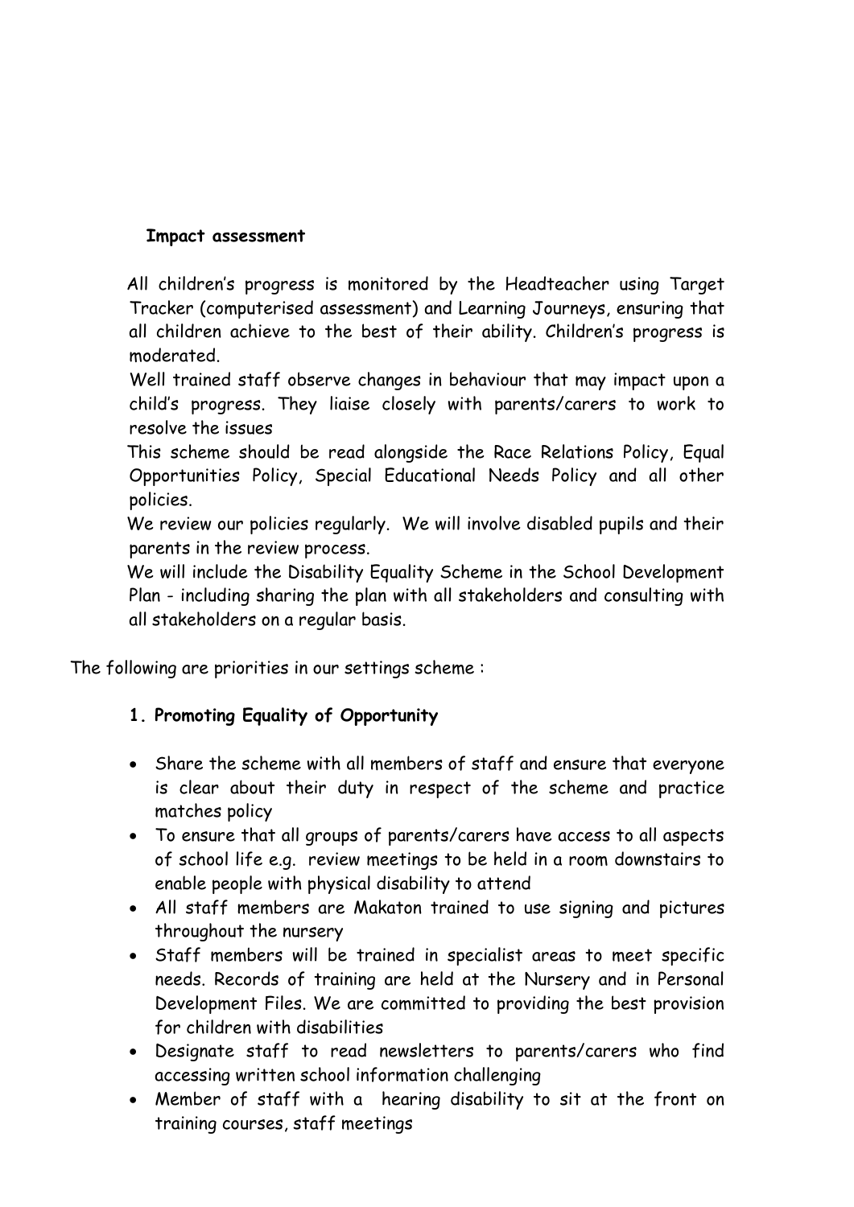**Impact assessment**

All children's progress is monitored by the Headteacher using Target Tracker (computerised assessment) and Learning Journeys, ensuring that all children achieve to the best of their ability. Children's progress is moderated.

Well trained staff observe changes in behaviour that may impact upon a child's progress. They liaise closely with parents/carers to work to resolve the issues

This scheme should be read alongside the Race Relations Policy, Equal Opportunities Policy, Special Educational Needs Policy and all other policies.

We review our policies regularly. We will involve disabled pupils and their parents in the review process.

We will include the Disability Equality Scheme in the School Development Plan - including sharing the plan with all stakeholders and consulting with all stakeholders on a regular basis.

The following are priorities in our settings scheme :

**1. Promoting Equality of Opportunity**

- Share the scheme with all members of staff and ensure that everyone is clear about their duty in respect of the scheme and practice matches policy
- To ensure that all groups of parents/carers have access to all aspects of school life e.g. review meetings to be held in a room downstairs to enable people with physical disability to attend
- All staff members are Makaton trained to use signing and pictures throughout the nursery
- Staff members will be trained in specialist areas to meet specific needs. Records of training are held at the Nursery and in Personal Development Files. We are committed to providing the best provision for children with disabilities
- Designate staff to read newsletters to parents/carers who find accessing written school information challenging
- Member of staff with a hearing disability to sit at the front on training courses, staff meetings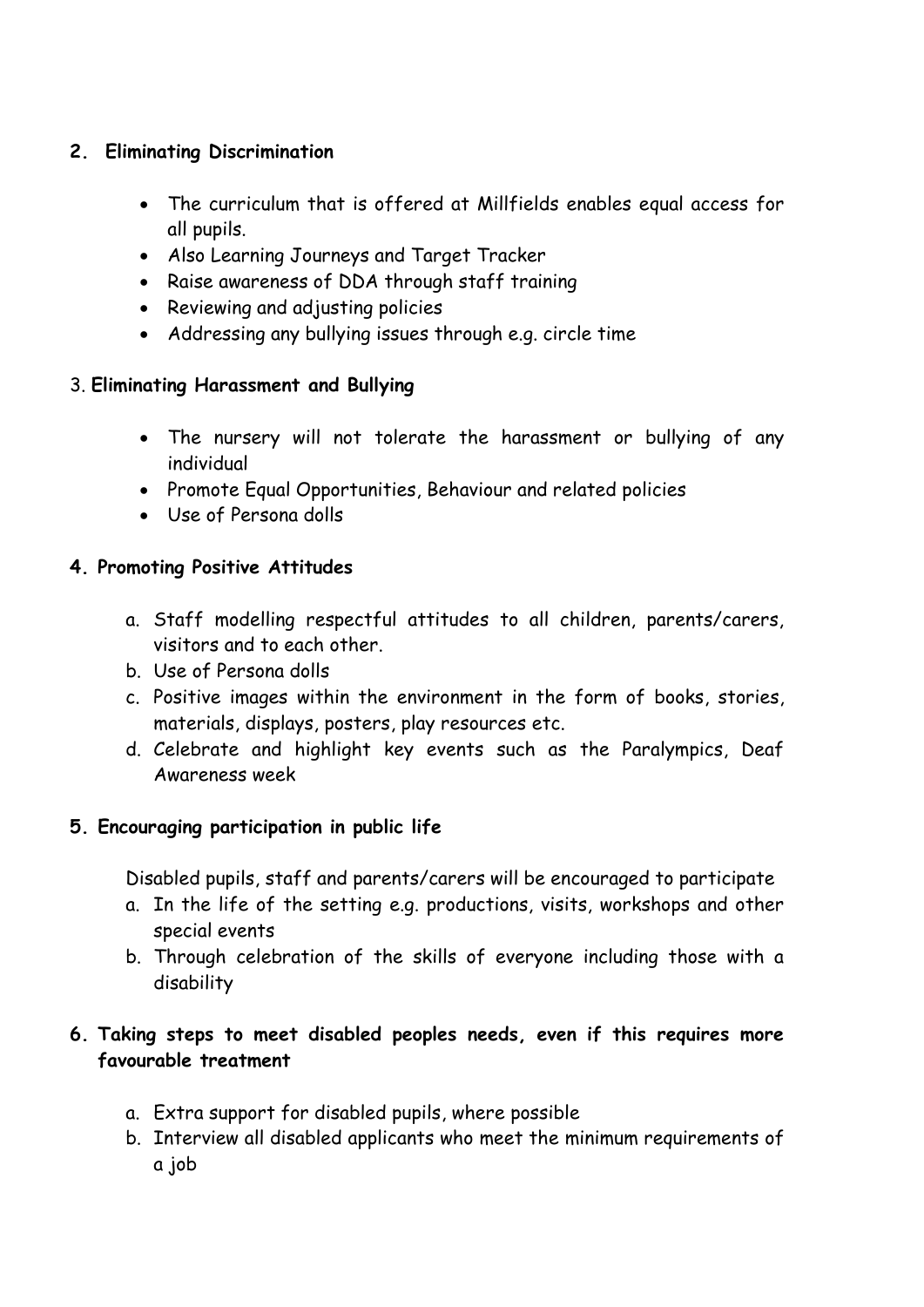**2. Eliminating Discrimination**

- The curriculum that is offered at Millfields enables equal access for all pupils.
- Also Learning Journeys and Target Tracker
- Raise awareness of DDA through staff training
- Reviewing and adjusting policies
- Addressing any bullying issues through e.g. circle time

3. **Eliminating Harassment and Bullying**

- The nursery will not tolerate the harassment or bullying of any individual
- Promote Equal Opportunities, Behaviour and related policies
- Use of Persona dolls

**4. Promoting Positive Attitudes**

a. Staff modelling respectful attitudes to all children, parents/carers, visitors and to each other.
b. Use of Persona dolls
c. Positive images within the environment in the form of books, stories, materials, displays, posters, play resources etc.
d. Celebrate and highlight key events such as the Paralympics, Deaf Awareness week

**5. Encouraging participation in public life**

Disabled pupils, staff and parents/carers will be encouraged to participate

a. In the life of the setting e.g. productions, visits, workshops and other special events
b. Through celebration of the skills of everyone including those with a disability

**6. Taking steps to meet disabled peoples needs, even if this requires more favourable treatment**

a. Extra support for disabled pupils, where possible
b. Interview all disabled applicants who meet the minimum requirements of a job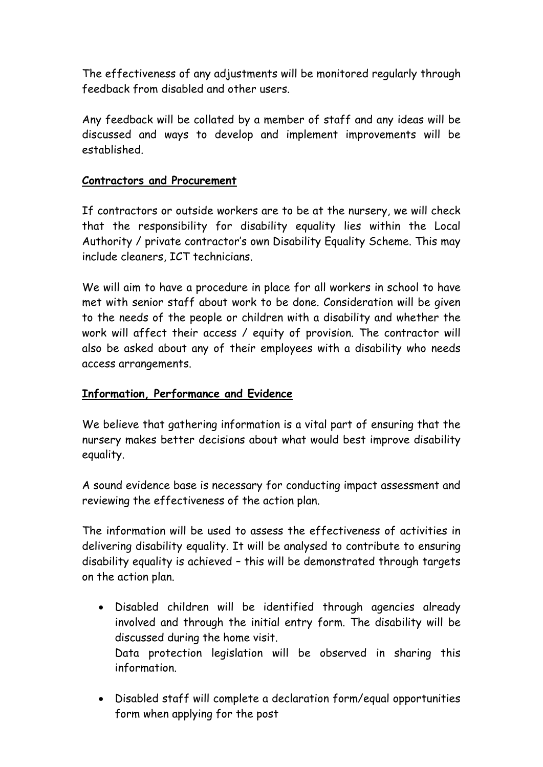The effectiveness of any adjustments will be monitored regularly through feedback from disabled and other users.

Any feedback will be collated by a member of staff and any ideas will be discussed and ways to develop and implement improvements will be established.

## Contractors and Procurement

If contractors or outside workers are to be at the nursery, we will check that the responsibility for disability equality lies within the Local Authority / private contractor's own Disability Equality Scheme. This may include cleaners, ICT technicians.

We will aim to have a procedure in place for all workers in school to have met with senior staff about work to be done. Consideration will be given to the needs of the people or children with a disability and whether the work will affect their access / equity of provision. The contractor will also be asked about any of their employees with a disability who needs access arrangements.

## Information, Performance and Evidence

We believe that gathering information is a vital part of ensuring that the nursery makes better decisions about what would best improve disability equality.

A sound evidence base is necessary for conducting impact assessment and reviewing the effectiveness of the action plan.

The information will be used to assess the effectiveness of activities in delivering disability equality. It will be analysed to contribute to ensuring disability equality is achieved – this will be demonstrated through targets on the action plan.

- Disabled children will be identified through agencies already involved and through the initial entry form. The disability will be discussed during the home visit.
  Data protection legislation will be observed in sharing this information.
- Disabled staff will complete a declaration form/equal opportunities form when applying for the post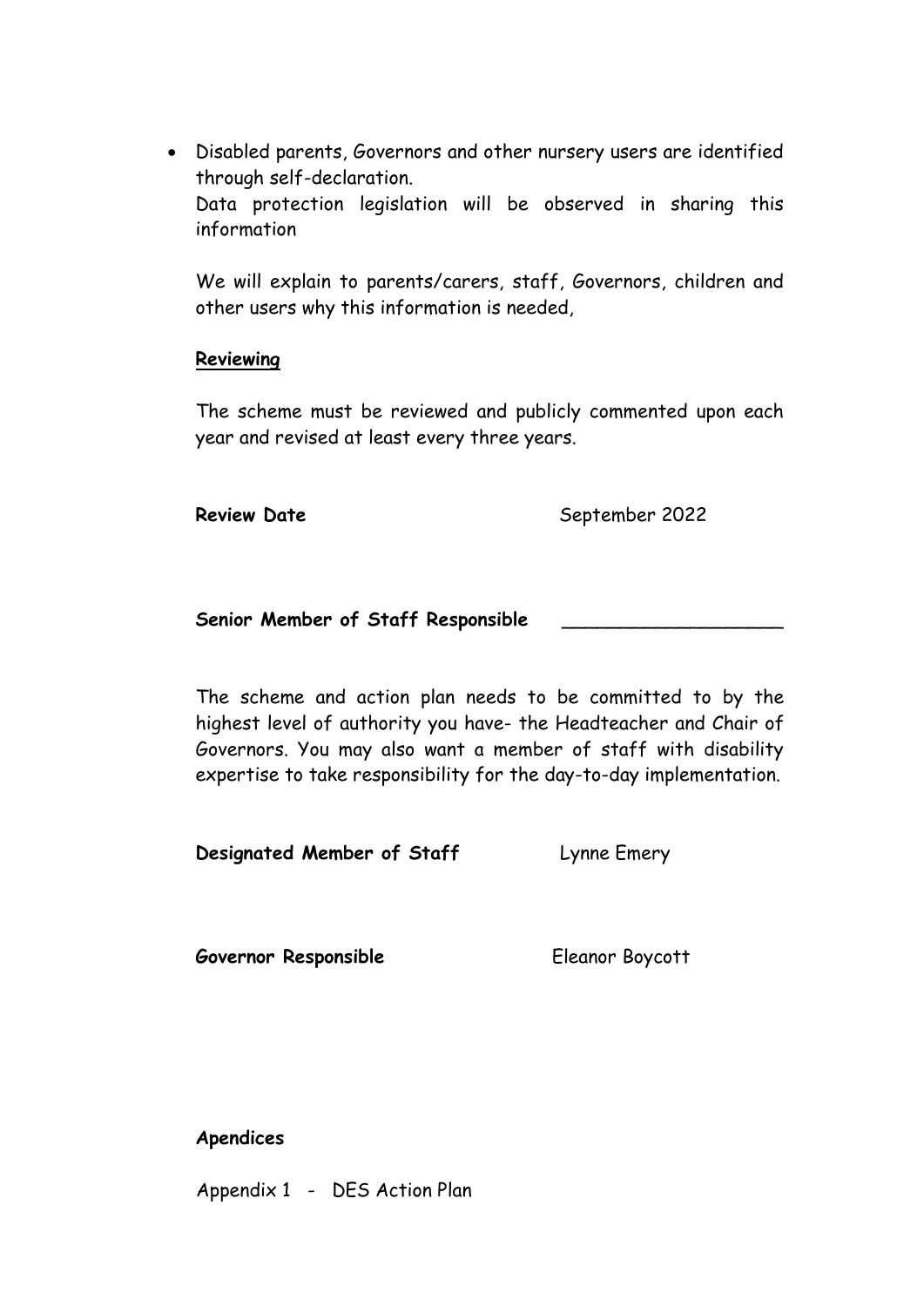- Disabled parents, Governors and other nursery users are identified through self-declaration.
  Data protection legislation will be observed in sharing this information

  We will explain to parents/carers, staff, Governors, children and other users why this information is needed,

  **Reviewing**

  The scheme must be reviewed and publicly commented upon each year and revised at least every three years.

  **Review Date** September 2022

  **Senior Member of Staff Responsible** ____________________

  The scheme and action plan needs to be committed to by the highest level of authority you have- the Headteacher and Chair of Governors. You may also want a member of staff with disability expertise to take responsibility for the day-to-day implementation.

  **Designated Member of Staff** Lynne Emery

  **Governor Responsible** Eleanor Boycott

  **Apendices**

  Appendix 1 - DES Action Plan